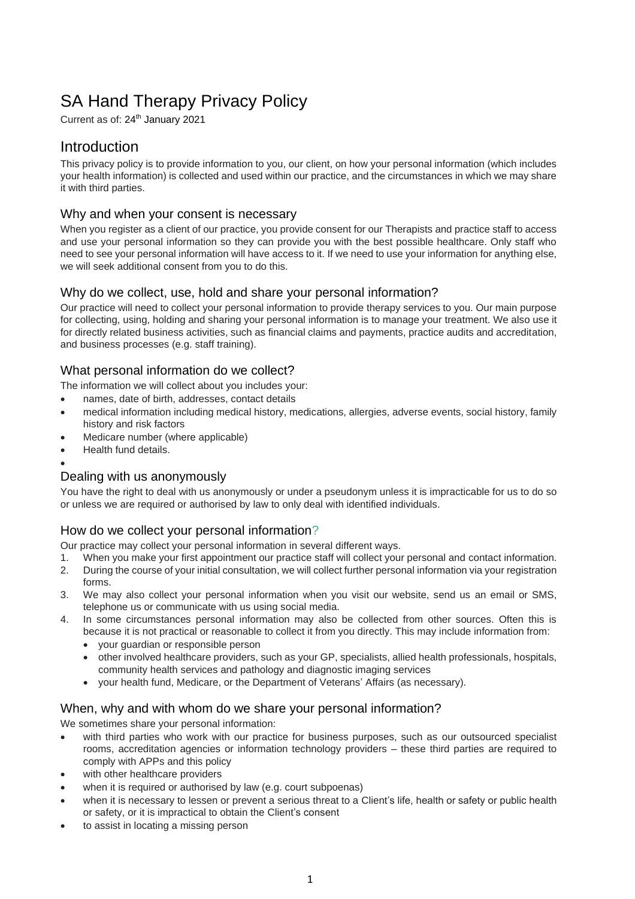# SA Hand Therapy Privacy Policy

Current as of: 24th January 2021

## Introduction

This privacy policy is to provide information to you, our client, on how your personal information (which includes your health information) is collected and used within our practice, and the circumstances in which we may share it with third parties.

### Why and when your consent is necessary

When you register as a client of our practice, you provide consent for our Therapists and practice staff to access and use your personal information so they can provide you with the best possible healthcare. Only staff who need to see your personal information will have access to it. If we need to use your information for anything else, we will seek additional consent from you to do this.

### Why do we collect, use, hold and share your personal information?

Our practice will need to collect your personal information to provide therapy services to you. Our main purpose for collecting, using, holding and sharing your personal information is to manage your treatment. We also use it for directly related business activities, such as financial claims and payments, practice audits and accreditation, and business processes (e.g. staff training).

### What personal information do we collect?

The information we will collect about you includes your:

- names, date of birth, addresses, contact details
- medical information including medical history, medications, allergies, adverse events, social history, family history and risk factors
- Medicare number (where applicable)
- Health fund details.

### Dealing with us anonymously

You have the right to deal with us anonymously or under a pseudonym unless it is impracticable for us to do so or unless we are required or authorised by law to only deal with identified individuals.

### How do we collect your personal information?

Our practice may collect your personal information in several different ways.

1. When you make your first appointment our practice staff will collect your personal and contact information.
2. During the course of your initial consultation, we will collect further personal information via your registration forms.
3. We may also collect your personal information when you visit our website, send us an email or SMS, telephone us or communicate with us using social media.
4. In some circumstances personal information may also be collected from other sources. Often this is because it is not practical or reasonable to collect it from you directly. This may include information from:
   - your guardian or responsible person
   - other involved healthcare providers, such as your GP, specialists, allied health professionals, hospitals, community health services and pathology and diagnostic imaging services
   - your health fund, Medicare, or the Department of Veterans' Affairs (as necessary).

### When, why and with whom do we share your personal information?

We sometimes share your personal information:

- with third parties who work with our practice for business purposes, such as our outsourced specialist rooms, accreditation agencies or information technology providers – these third parties are required to comply with APPs and this policy
- with other healthcare providers
- when it is required or authorised by law (e.g. court subpoenas)
- when it is necessary to lessen or prevent a serious threat to a Client's life, health or safety or public health or safety, or it is impractical to obtain the Client's consent
- to assist in locating a missing person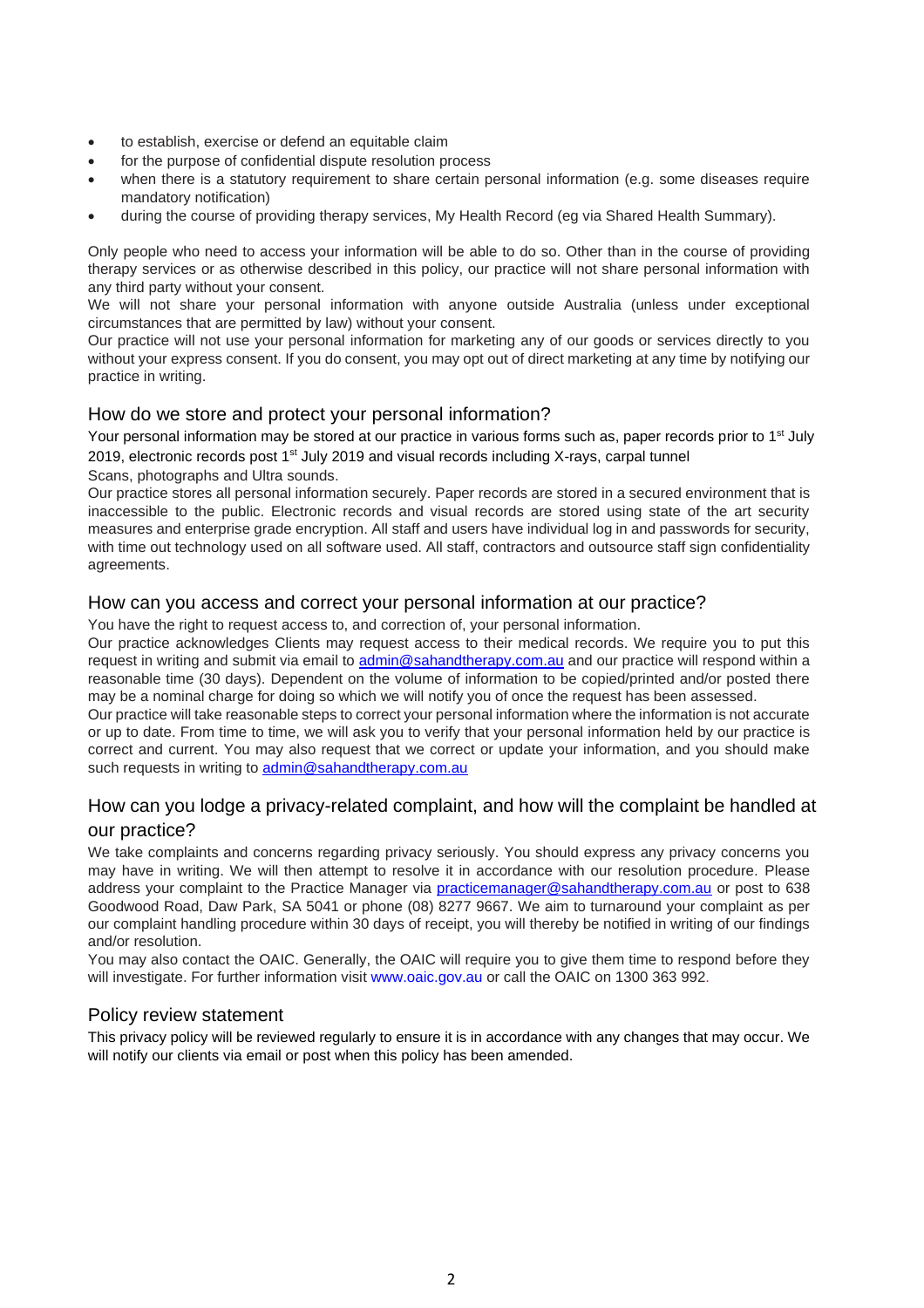- to establish, exercise or defend an equitable claim
- for the purpose of confidential dispute resolution process
- when there is a statutory requirement to share certain personal information (e.g. some diseases require mandatory notification)
- during the course of providing therapy services, My Health Record (eg via Shared Health Summary).

Only people who need to access your information will be able to do so. Other than in the course of providing therapy services or as otherwise described in this policy, our practice will not share personal information with any third party without your consent.

We will not share your personal information with anyone outside Australia (unless under exceptional circumstances that are permitted by law) without your consent.

Our practice will not use your personal information for marketing any of our goods or services directly to you without your express consent. If you do consent, you may opt out of direct marketing at any time by notifying our practice in writing.

## How do we store and protect your personal information?

Your personal information may be stored at our practice in various forms such as, paper records prior to 1st July 2019, electronic records post 1st July 2019 and visual records including X-rays, carpal tunnel Scans, photographs and Ultra sounds.

Our practice stores all personal information securely. Paper records are stored in a secured environment that is inaccessible to the public. Electronic records and visual records are stored using state of the art security measures and enterprise grade encryption. All staff and users have individual log in and passwords for security, with time out technology used on all software used. All staff, contractors and outsource staff sign confidentiality agreements.

## How can you access and correct your personal information at our practice?

You have the right to request access to, and correction of, your personal information.

Our practice acknowledges Clients may request access to their medical records. We require you to put this request in writing and submit via email to admin@sahandtherapy.com.au and our practice will respond within a reasonable time (30 days). Dependent on the volume of information to be copied/printed and/or posted there may be a nominal charge for doing so which we will notify you of once the request has been assessed.

Our practice will take reasonable steps to correct your personal information where the information is not accurate or up to date. From time to time, we will ask you to verify that your personal information held by our practice is correct and current. You may also request that we correct or update your information, and you should make such requests in writing to admin@sahandtherapy.com.au

## How can you lodge a privacy-related complaint, and how will the complaint be handled at our practice?

We take complaints and concerns regarding privacy seriously. You should express any privacy concerns you may have in writing. We will then attempt to resolve it in accordance with our resolution procedure. Please address your complaint to the Practice Manager via practicemanager@sahandtherapy.com.au or post to 638 Goodwood Road, Daw Park, SA 5041 or phone (08) 8277 9667. We aim to turnaround your complaint as per our complaint handling procedure within 30 days of receipt, you will thereby be notified in writing of our findings and/or resolution.

You may also contact the OAIC. Generally, the OAIC will require you to give them time to respond before they will investigate. For further information visit www.oaic.gov.au or call the OAIC on 1300 363 992.

## Policy review statement

This privacy policy will be reviewed regularly to ensure it is in accordance with any changes that may occur. We will notify our clients via email or post when this policy has been amended.